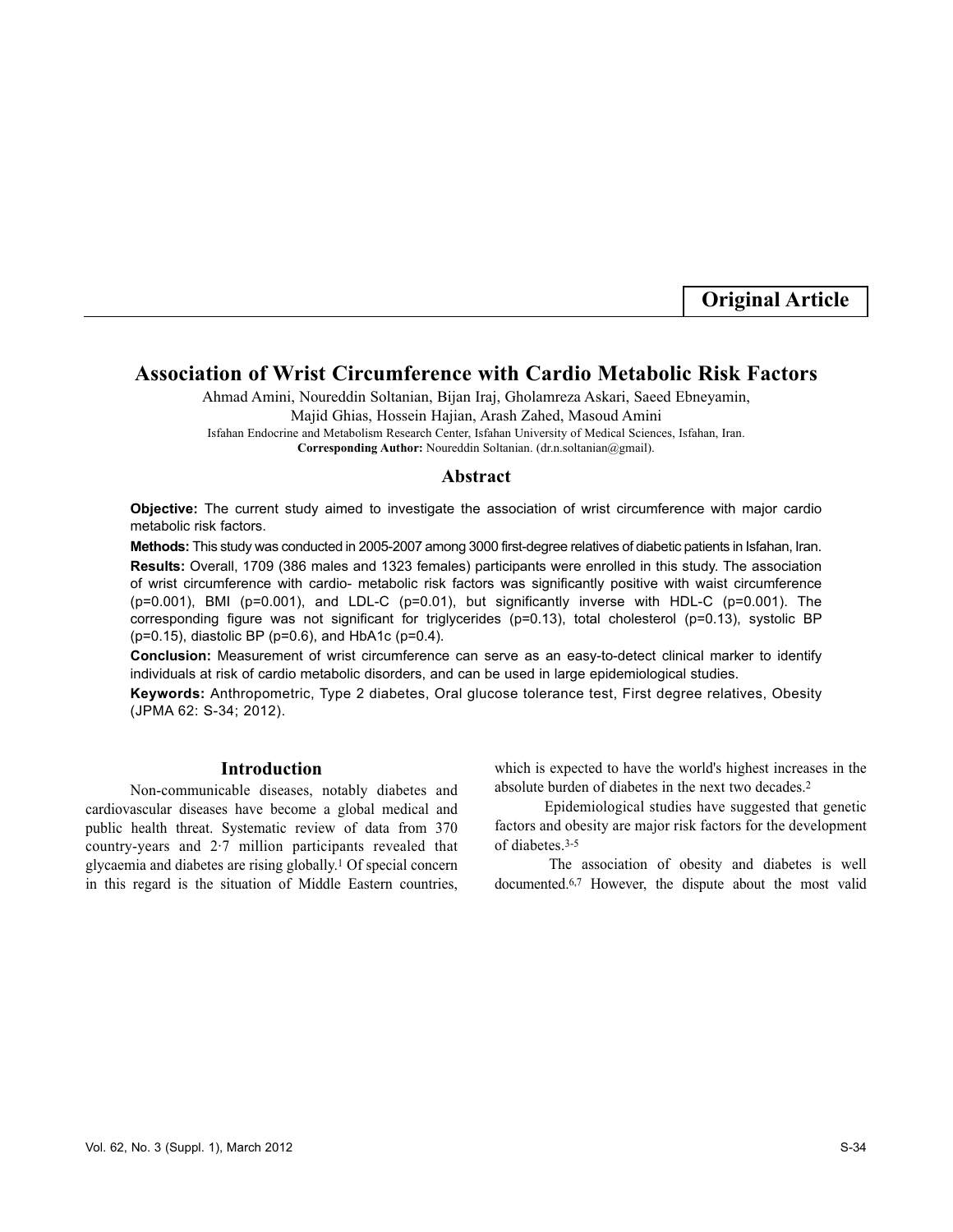**Original Article**

# Association of Wrist Circumference with Cardio Metabolic Risk Factors

Ahmad Amini, Noureddin Soltanian, Bijan Iraj, Gholamreza Askari, Saeed Ebneyamin, Majid Ghias, Hossein Hajian, Arash Zahed, Masoud Amini

Isfahan Endocrine and Metabolism Research Center, Isfahan University of Medical Sciences, Isfahan, Iran.

**Corresponding Author:** Noureddin Soltanian. (dr.n.soltanian@gmail).

## Abstract

**Objective:** The current study aimed to investigate the association of wrist circumference with major cardio metabolic risk factors.

**Methods:** This study was conducted in 2005-2007 among 3000 first-degree relatives of diabetic patients in Isfahan, Iran.

**Results:** Overall, 1709 (386 males and 1323 females) participants were enrolled in this study. The association of wrist circumference with cardio- metabolic risk factors was significantly positive with waist circumference (p=0.001), BMI (p=0.001), and LDL-C (p=0.01), but significantly inverse with HDL-C (p=0.001). The corresponding figure was not significant for triglycerides (p=0.13), total cholesterol (p=0.13), systolic BP (p=0.15), diastolic BP (p=0.6), and HbA1c (p=0.4).

**Conclusion:** Measurement of wrist circumference can serve as an easy-to-detect clinical marker to identify individuals at risk of cardio metabolic disorders, and can be used in large epidemiological studies.

**Keywords:** Anthropometric, Type 2 diabetes, Oral glucose tolerance test, First degree relatives, Obesity (JPMA 62: S-34; 2012).

## Introduction

Non-communicable diseases, notably diabetes and cardiovascular diseases have become a global medical and public health threat. Systematic review of data from 370 country-years and 2·7 million participants revealed that glycaemia and diabetes are rising globally.[1] Of special concern in this regard is the situation of Middle Eastern countries, which is expected to have the world's highest increases in the absolute burden of diabetes in the next two decades.[2]

Epidemiological studies have suggested that genetic factors and obesity are major risk factors for the development of diabetes.[3-5]

The association of obesity and diabetes is well documented.[6,7] However, the dispute about the most valid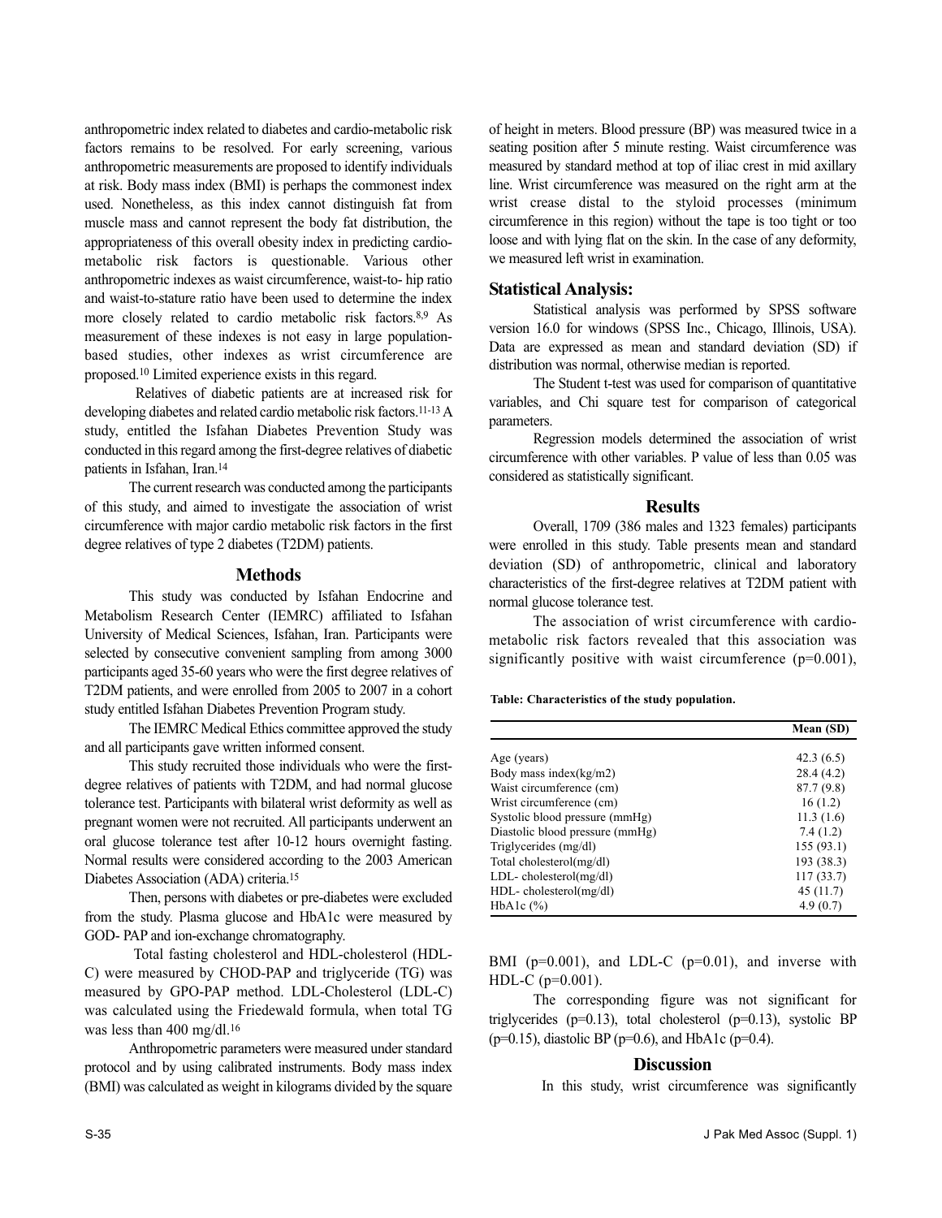anthropometric index related to diabetes and cardio-metabolic risk factors remains to be resolved. For early screening, various anthropometric measurements are proposed to identify individuals at risk. Body mass index (BMI) is perhaps the commonest index used. Nonetheless, as this index cannot distinguish fat from muscle mass and cannot represent the body fat distribution, the appropriateness of this overall obesity index in predicting cardio-metabolic risk factors is questionable. Various other anthropometric indexes as waist circumference, waist-to- hip ratio and waist-to-stature ratio have been used to determine the index more closely related to cardio metabolic risk factors.[8,9] As measurement of these indexes is not easy in large population-based studies, other indexes as wrist circumference are proposed.[10] Limited experience exists in this regard.

Relatives of diabetic patients are at increased risk for developing diabetes and related cardio metabolic risk factors.[11-13] A study, entitled the Isfahan Diabetes Prevention Study was conducted in this regard among the first-degree relatives of diabetic patients in Isfahan, Iran.[14]

The current research was conducted among the participants of this study, and aimed to investigate the association of wrist circumference with major cardio metabolic risk factors in the first degree relatives of type 2 diabetes (T2DM) patients.

## Methods

This study was conducted by Isfahan Endocrine and Metabolism Research Center (IEMRC) affiliated to Isfahan University of Medical Sciences, Isfahan, Iran. Participants were selected by consecutive convenient sampling from among 3000 participants aged 35-60 years who were the first degree relatives of T2DM patients, and were enrolled from 2005 to 2007 in a cohort study entitled Isfahan Diabetes Prevention Program study.

The IEMRC Medical Ethics committee approved the study and all participants gave written informed consent.

This study recruited those individuals who were the first-degree relatives of patients with T2DM, and had normal glucose tolerance test. Participants with bilateral wrist deformity as well as pregnant women were not recruited. All participants underwent an oral glucose tolerance test after 10-12 hours overnight fasting. Normal results were considered according to the 2003 American Diabetes Association (ADA) criteria.[15]

Then, persons with diabetes or pre-diabetes were excluded from the study. Plasma glucose and HbA1c were measured by GOD- PAP and ion-exchange chromatography.

Total fasting cholesterol and HDL-cholesterol (HDL-C) were measured by CHOD-PAP and triglyceride (TG) was measured by GPO-PAP method. LDL-Cholesterol (LDL-C) was calculated using the Friedewald formula, when total TG was less than 400 mg/dl.[16]

Anthropometric parameters were measured under standard protocol and by using calibrated instruments. Body mass index (BMI) was calculated as weight in kilograms divided by the square of height in meters. Blood pressure (BP) was measured twice in a seating position after 5 minute resting. Waist circumference was measured by standard method at top of iliac crest in mid axillary line. Wrist circumference was measured on the right arm at the wrist crease distal to the styloid processes (minimum circumference in this region) without the tape is too tight or too loose and with lying flat on the skin. In the case of any deformity, we measured left wrist in examination.

## Statistical Analysis:

Statistical analysis was performed by SPSS software version 16.0 for windows (SPSS Inc., Chicago, Illinois, USA). Data are expressed as mean and standard deviation (SD) if distribution was normal, otherwise median is reported.

The Student t-test was used for comparison of quantitative variables, and Chi square test for comparison of categorical parameters.

Regression models determined the association of wrist circumference with other variables. P value of less than 0.05 was considered as statistically significant.

## Results

Overall, 1709 (386 males and 1323 females) participants were enrolled in this study. Table presents mean and standard deviation (SD) of anthropometric, clinical and laboratory characteristics of the first-degree relatives at T2DM patient with normal glucose tolerance test.

The association of wrist circumference with cardio-metabolic risk factors revealed that this association was significantly positive with waist circumference (p=0.001), BMI (p=0.001), and LDL-C (p=0.01), and inverse with HDL-C (p=0.001).

**Table: Characteristics of the study population.**

| | Mean (SD) |
|---|---|
| Age (years) | 42.3 (6.5) |
| Body mass index(kg/m2) | 28.4 (4.2) |
| Waist circumference (cm) | 87.7 (9.8) |
| Wrist circumference (cm) | 16 (1.2) |
| Systolic blood pressure (mmHg) | 11.3 (1.6) |
| Diastolic blood pressure (mmHg) | 7.4 (1.2) |
| Triglycerides (mg/dl) | 155 (93.1) |
| Total cholesterol(mg/dl) | 193 (38.3) |
| LDL- cholesterol(mg/dl) | 117 (33.7) |
| HDL- cholesterol(mg/dl) | 45 (11.7) |
| HbA1c (%) | 4.9 (0.7) |

The corresponding figure was not significant for triglycerides (p=0.13), total cholesterol (p=0.13), systolic BP (p=0.15), diastolic BP (p=0.6), and HbA1c (p=0.4).

## Discussion

In this study, wrist circumference was significantly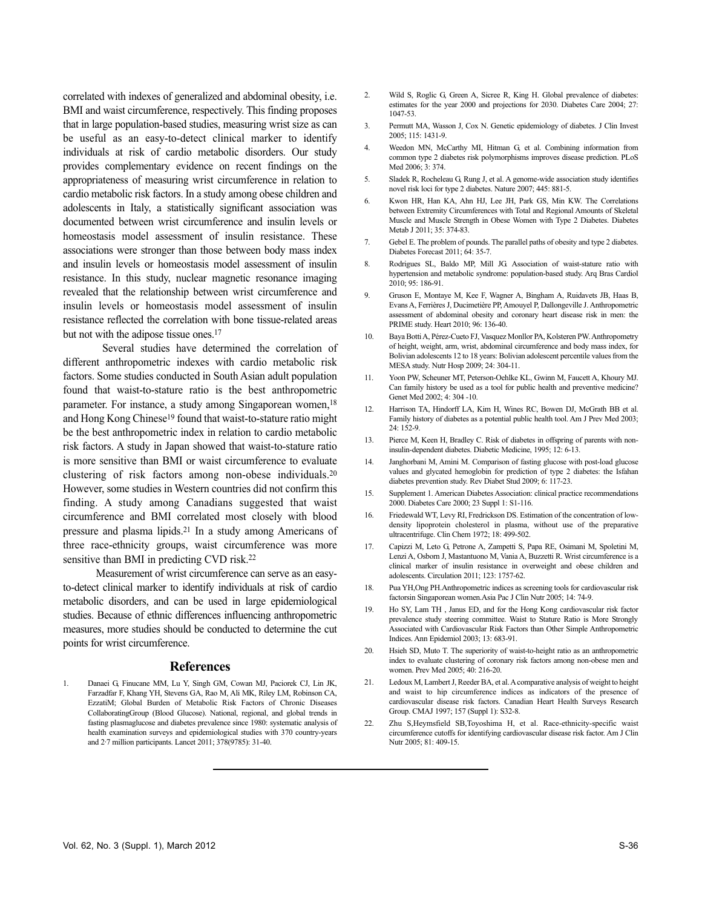correlated with indexes of generalized and abdominal obesity, i.e. BMI and waist circumference, respectively. This finding proposes that in large population-based studies, measuring wrist size as can be useful as an easy-to-detect clinical marker to identify individuals at risk of cardio metabolic disorders. Our study provides complementary evidence on recent findings on the appropriateness of measuring wrist circumference in relation to cardio metabolic risk factors. In a study among obese children and adolescents in Italy, a statistically significant association was documented between wrist circumference and insulin levels or homeostasis model assessment of insulin resistance. These associations were stronger than those between body mass index and insulin levels or homeostasis model assessment of insulin resistance. In this study, nuclear magnetic resonance imaging revealed that the relationship between wrist circumference and insulin levels or homeostasis model assessment of insulin resistance reflected the correlation with bone tissue-related areas but not with the adipose tissue ones.[17]

Several studies have determined the correlation of different anthropometric indexes with cardio metabolic risk factors. Some studies conducted in South Asian adult population found that waist-to-stature ratio is the best anthropometric parameter. For instance, a study among Singaporean women,[18] and Hong Kong Chinese[19] found that waist-to-stature ratio might be the best anthropometric index in relation to cardio metabolic risk factors. A study in Japan showed that waist-to-stature ratio is more sensitive than BMI or waist circumference to evaluate clustering of risk factors among non-obese individuals.[20] However, some studies in Western countries did not confirm this finding. A study among Canadians suggested that waist circumference and BMI correlated most closely with blood pressure and plasma lipids.[21] In a study among Americans of three race-ethnicity groups, waist circumference was more sensitive than BMI in predicting CVD risk.[22]

Measurement of wrist circumference can serve as an easy-to-detect clinical marker to identify individuals at risk of cardio metabolic disorders, and can be used in large epidemiological studies. Because of ethnic differences influencing anthropometric measures, more studies should be conducted to determine the cut points for wrist circumference.

## References

1. Danaei G, Finucane MM, Lu Y, Singh GM, Cowan MJ, Paciorek CJ, Lin JK, Farzadfar F, Khang YH, Stevens GA, Rao M, Ali MK, Riley LM, Robinson CA, EzzatiM; Global Burden of Metabolic Risk Factors of Chronic Diseases CollaboratingGroup (Blood Glucose). National, regional, and global trends in fasting plasmaglucose and diabetes prevalence since 1980: systematic analysis of health examination surveys and epidemiological studies with 370 country-years and 2·7 million participants. Lancet 2011; 378(9785): 31-40.
2. Wild S, Roglic G, Green A, Sicree R, King H. Global prevalence of diabetes: estimates for the year 2000 and projections for 2030. Diabetes Care 2004; 27: 1047-53.
3. Permutt MA, Wasson J, Cox N. Genetic epidemiology of diabetes. J Clin Invest 2005; 115: 1431-9.
4. Weedon MN, McCarthy MI, Hitman G, et al. Combining information from common type 2 diabetes risk polymorphisms improves disease prediction. PLoS Med 2006; 3: 374.
5. Sladek R, Rocheleau G, Rung J, et al. A genome-wide association study identifies novel risk loci for type 2 diabetes. Nature 2007; 445: 881-5.
6. Kwon HR, Han KA, Ahn HJ, Lee JH, Park GS, Min KW. The Correlations between Extremity Circumferences with Total and Regional Amounts of Skeletal Muscle and Muscle Strength in Obese Women with Type 2 Diabetes. Diabetes Metab J 2011; 35: 374-83.
7. Gebel E. The problem of pounds. The parallel paths of obesity and type 2 diabetes. Diabetes Forecast 2011; 64: 35-7.
8. Rodrigues SL, Baldo MP, Mill JG. Association of waist-stature ratio with hypertension and metabolic syndrome: population-based study. Arq Bras Cardiol 2010; 95: 186-91.
9. Gruson E, Montaye M, Kee F, Wagner A, Bingham A, Ruidavets JB, Haas B, Evans A, Ferrières J, Ducimetière PP, Amouyel P, Dallongeville J. Anthropometric assessment of abdominal obesity and coronary heart disease risk in men: the PRIME study. Heart 2010; 96: 136-40.
10. Baya Botti A, Pérez-Cueto FJ, Vasquez Monllor PA, Kolsteren PW. Anthropometry of height, weight, arm, wrist, abdominal circumference and body mass index, for Bolivian adolescents 12 to 18 years: Bolivian adolescent percentile values from the MESA study. Nutr Hosp 2009; 24: 304-11.
11. Yoon PW, Scheuner MT, Peterson-Oehlke KL, Gwinn M, Faucett A, Khoury MJ. Can family history be used as a tool for public health and preventive medicine? Genet Med 2002; 4: 304 -10.
12. Harrison TA, Hindorff LA, Kim H, Wines RC, Bowen DJ, McGrath BB et al. Family history of diabetes as a potential public health tool. Am J Prev Med 2003; 24: 152-9.
13. Pierce M, Keen H, Bradley C. Risk of diabetes in offspring of parents with non-insulin-dependent diabetes. Diabetic Medicine, 1995; 12: 6-13.
14. Janghorbani M, Amini M. Comparison of fasting glucose with post-load glucose values and glycated hemoglobin for prediction of type 2 diabetes: the Isfahan diabetes prevention study. Rev Diabet Stud 2009; 6: 117-23.
15. Supplement 1. American Diabetes Association: clinical practice recommendations 2000. Diabetes Care 2000; 23 Suppl 1: S1-116.
16. Friedewald WT, Levy RI, Fredrickson DS. Estimation of the concentration of low-density lipoprotein cholesterol in plasma, without use of the preparative ultracentrifuge. Clin Chem 1972; 18: 499-502.
17. Capizzi M, Leto G, Petrone A, Zampetti S, Papa RE, Osimani M, Spoletini M, Lenzi A, Osborn J, Mastantuono M, Vania A, Buzzetti R. Wrist circumference is a clinical marker of insulin resistance in overweight and obese children and adolescents. Circulation 2011; 123: 1757-62.
18. Pua YH,Ong PH.Anthropometric indices as screening tools for cardiovascular risk factorsin Singaporean women.Asia Pac J Clin Nutr 2005; 14: 74-9.
19. Ho SY, Lam TH , Janus ED, and for the Hong Kong cardiovascular risk factor prevalence study steering committee. Waist to Stature Ratio is More Strongly Associated with Cardiovascular Risk Factors than Other Simple Anthropometric Indices. Ann Epidemiol 2003; 13: 683-91.
20. Hsieh SD, Muto T. The superiority of waist-to-height ratio as an anthropometric index to evaluate clustering of coronary risk factors among non-obese men and women. Prev Med 2005; 40: 216-20.
21. Ledoux M, Lambert J, Reeder BA, et al. A comparative analysis of weight to height and waist to hip circumference indices as indicators of the presence of cardiovascular disease risk factors. Canadian Heart Health Surveys Research Group. CMAJ 1997; 157 (Suppl 1): S32-8.
22. Zhu S,Heymsfield SB,Toyoshima H, et al. Race-ethnicity-specific waist circumference cutoffs for identifying cardiovascular disease risk factor. Am J Clin Nutr 2005; 81: 409-15.